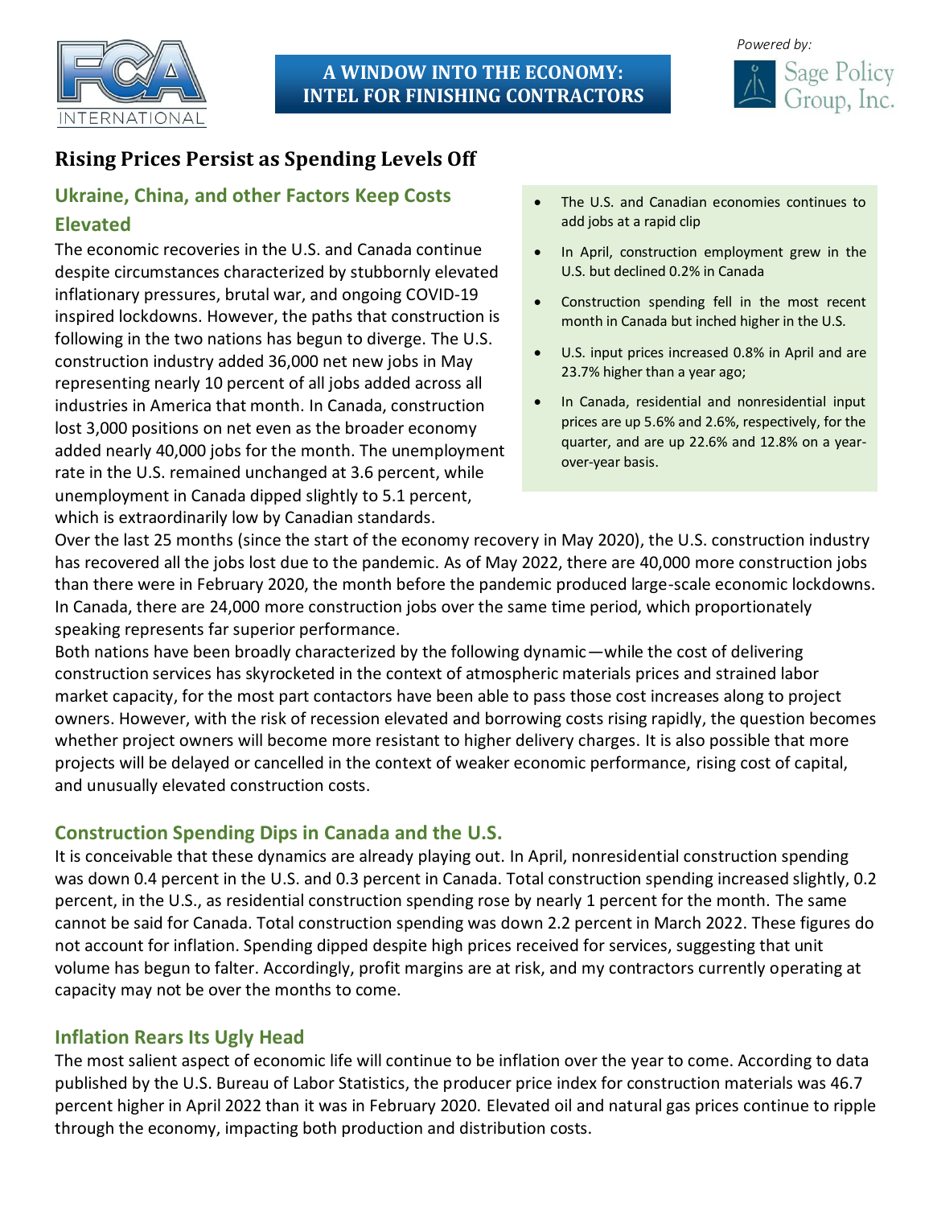**A WINDOW INTO THE ECONOMY: INTEL FOR FINISHING CONTRACTORS**

*Powered by:* Sage Policy Group, Inc.

# Rising Prices Persist as Spending Levels Off

## Ukraine, China, and other Factors Keep Costs Elevated

- The U.S. and Canadian economies continues to add jobs at a rapid clip
- In April, construction employment grew in the U.S. but declined 0.2% in Canada
- Construction spending fell in the most recent month in Canada but inched higher in the U.S.
- U.S. input prices increased 0.8% in April and are 23.7% higher than a year ago;
- In Canada, residential and nonresidential input prices are up 5.6% and 2.6%, respectively, for the quarter, and are up 22.6% and 12.8% on a year-over-year basis.

The economic recoveries in the U.S. and Canada continue despite circumstances characterized by stubbornly elevated inflationary pressures, brutal war, and ongoing COVID-19 inspired lockdowns. However, the paths that construction is following in the two nations has begun to diverge. The U.S. construction industry added 36,000 net new jobs in May representing nearly 10 percent of all jobs added across all industries in America that month. In Canada, construction lost 3,000 positions on net even as the broader economy added nearly 40,000 jobs for the month. The unemployment rate in the U.S. remained unchanged at 3.6 percent, while unemployment in Canada dipped slightly to 5.1 percent, which is extraordinarily low by Canadian standards.

Over the last 25 months (since the start of the economy recovery in May 2020), the U.S. construction industry has recovered all the jobs lost due to the pandemic. As of May 2022, there are 40,000 more construction jobs than there were in February 2020, the month before the pandemic produced large-scale economic lockdowns. In Canada, there are 24,000 more construction jobs over the same time period, which proportionately speaking represents far superior performance.

Both nations have been broadly characterized by the following dynamic—while the cost of delivering construction services has skyrocketed in the context of atmospheric materials prices and strained labor market capacity, for the most part contactors have been able to pass those cost increases along to project owners. However, with the risk of recession elevated and borrowing costs rising rapidly, the question becomes whether project owners will become more resistant to higher delivery charges. It is also possible that more projects will be delayed or cancelled in the context of weaker economic performance, rising cost of capital, and unusually elevated construction costs.

## Construction Spending Dips in Canada and the U.S.

It is conceivable that these dynamics are already playing out. In April, nonresidential construction spending was down 0.4 percent in the U.S. and 0.3 percent in Canada. Total construction spending increased slightly, 0.2 percent, in the U.S., as residential construction spending rose by nearly 1 percent for the month. The same cannot be said for Canada. Total construction spending was down 2.2 percent in March 2022. These figures do not account for inflation. Spending dipped despite high prices received for services, suggesting that unit volume has begun to falter. Accordingly, profit margins are at risk, and my contractors currently operating at capacity may not be over the months to come.

## Inflation Rears Its Ugly Head

The most salient aspect of economic life will continue to be inflation over the year to come. According to data published by the U.S. Bureau of Labor Statistics, the producer price index for construction materials was 46.7 percent higher in April 2022 than it was in February 2020. Elevated oil and natural gas prices continue to ripple through the economy, impacting both production and distribution costs.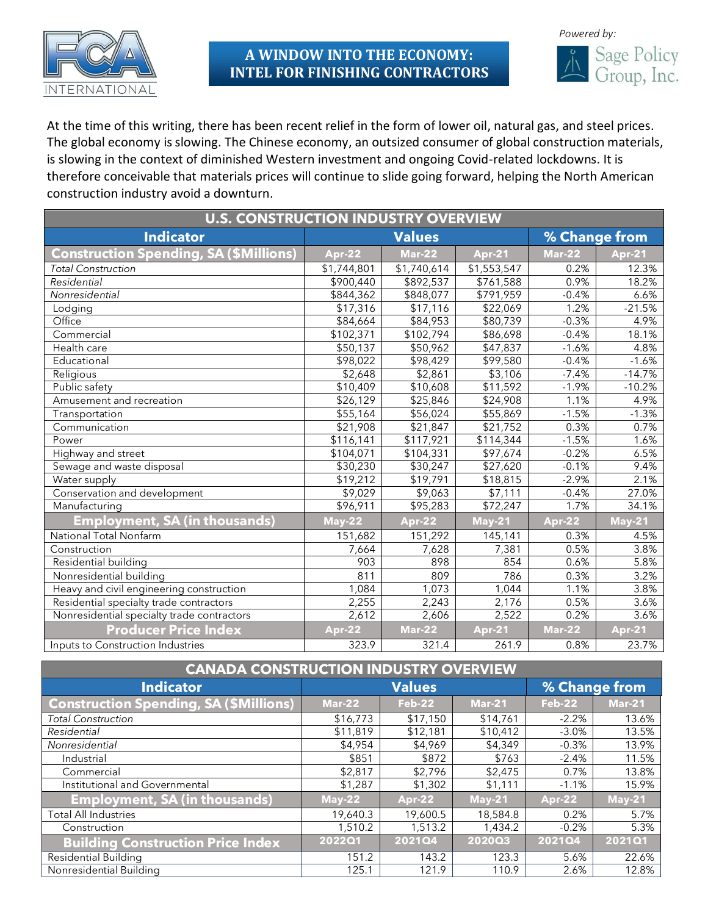FCA INTERNATIONAL

# A WINDOW INTO THE ECONOMY: INTEL FOR FINISHING CONTRACTORS

*Powered by:* Sage Policy Group, Inc.

At the time of this writing, there has been recent relief in the form of lower oil, natural gas, and steel prices. The global economy is slowing. The Chinese economy, an outsized consumer of global construction materials, is slowing in the context of diminished Western investment and ongoing Covid-related lockdowns. It is therefore conceivable that materials prices will continue to slide going forward, helping the North American construction industry avoid a downturn.

| U.S. CONSTRUCTION INDUSTRY OVERVIEW | | | | | |
|---|---|---|---|---|---|
| **Indicator** | **Values** | | | **% Change from** | |
| **Construction Spending, SA ($Millions)** | **Apr-22** | **Mar-22** | **Apr-21** | **Mar-22** | **Apr-21** |
| *Total Construction* | $1,744,801 | $1,740,614 | $1,553,547 | 0.2% | 12.3% |
| *Residential* | $900,440 | $892,537 | $761,588 | 0.9% | 18.2% |
| *Nonresidential* | $844,362 | $848,077 | $791,959 | -0.4% | 6.6% |
| Lodging | $17,316 | $17,116 | $22,069 | 1.2% | -21.5% |
| Office | $84,664 | $84,953 | $80,739 | -0.3% | 4.9% |
| Commercial | $102,371 | $102,794 | $86,698 | -0.4% | 18.1% |
| Health care | $50,137 | $50,962 | $47,837 | -1.6% | 4.8% |
| Educational | $98,022 | $98,429 | $99,580 | -0.4% | -1.6% |
| Religious | $2,648 | $2,861 | $3,106 | -7.4% | -14.7% |
| Public safety | $10,409 | $10,608 | $11,592 | -1.9% | -10.2% |
| Amusement and recreation | $26,129 | $25,846 | $24,908 | 1.1% | 4.9% |
| Transportation | $55,164 | $56,024 | $55,869 | -1.5% | -1.3% |
| Communication | $21,908 | $21,847 | $21,752 | 0.3% | 0.7% |
| Power | $116,141 | $117,921 | $114,344 | -1.5% | 1.6% |
| Highway and street | $104,071 | $104,331 | $97,674 | -0.2% | 6.5% |
| Sewage and waste disposal | $30,230 | $30,247 | $27,620 | -0.1% | 9.4% |
| Water supply | $19,212 | $19,791 | $18,815 | -2.9% | 2.1% |
| Conservation and development | $9,029 | $9,063 | $7,111 | -0.4% | 27.0% |
| Manufacturing | $96,911 | $95,283 | $72,247 | 1.7% | 34.1% |
| **Employment, SA (in thousands)** | **May-22** | **Apr-22** | **May-21** | **Apr-22** | **May-21** |
| National Total Nonfarm | 151,682 | 151,292 | 145,141 | 0.3% | 4.5% |
| Construction | 7,664 | 7,628 | 7,381 | 0.5% | 3.8% |
| Residential building | 903 | 898 | 854 | 0.6% | 5.8% |
| Nonresidential building | 811 | 809 | 786 | 0.3% | 3.2% |
| Heavy and civil engineering construction | 1,084 | 1,073 | 1,044 | 1.1% | 3.8% |
| Residential specialty trade contractors | 2,255 | 2,243 | 2,176 | 0.5% | 3.6% |
| Nonresidential specialty trade contractors | 2,612 | 2,606 | 2,522 | 0.2% | 3.6% |
| **Producer Price Index** | **Apr-22** | **Mar-22** | **Apr-21** | **Mar-22** | **Apr-21** |
| Inputs to Construction Industries | 323.9 | 321.4 | 261.9 | 0.8% | 23.7% |

| CANADA CONSTRUCTION INDUSTRY OVERVIEW | | | | | |
|---|---|---|---|---|---|
| **Indicator** | **Values** | | | **% Change from** | |
| **Construction Spending, SA ($Millions)** | **Mar-22** | **Feb-22** | **Mar-21** | **Feb-22** | **Mar-21** |
| *Total Construction* | $16,773 | $17,150 | $14,761 | -2.2% | 13.6% |
| *Residential* | $11,819 | $12,181 | $10,412 | -3.0% | 13.5% |
| *Nonresidential* | $4,954 | $4,969 | $4,349 | -0.3% | 13.9% |
| Industrial | $851 | $872 | $763 | -2.4% | 11.5% |
| Commercial | $2,817 | $2,796 | $2,475 | 0.7% | 13.8% |
| Institutional and Governmental | $1,287 | $1,302 | $1,111 | -1.1% | 15.9% |
| **Employment, SA (in thousands)** | **May-22** | **Apr-22** | **May-21** | **Apr-22** | **May-21** |
| Total All Industries | 19,640.3 | 19,600.5 | 18,584.8 | 0.2% | 5.7% |
| Construction | 1,510.2 | 1,513.2 | 1,434.2 | -0.2% | 5.3% |
| **Building Construction Price Index** | **2022Q1** | **2021Q4** | **2020Q3** | **2021Q4** | **2021Q1** |
| Residential Building | 151.2 | 143.2 | 123.3 | 5.6% | 22.6% |
| Nonresidential Building | 125.1 | 121.9 | 110.9 | 2.6% | 12.8% |